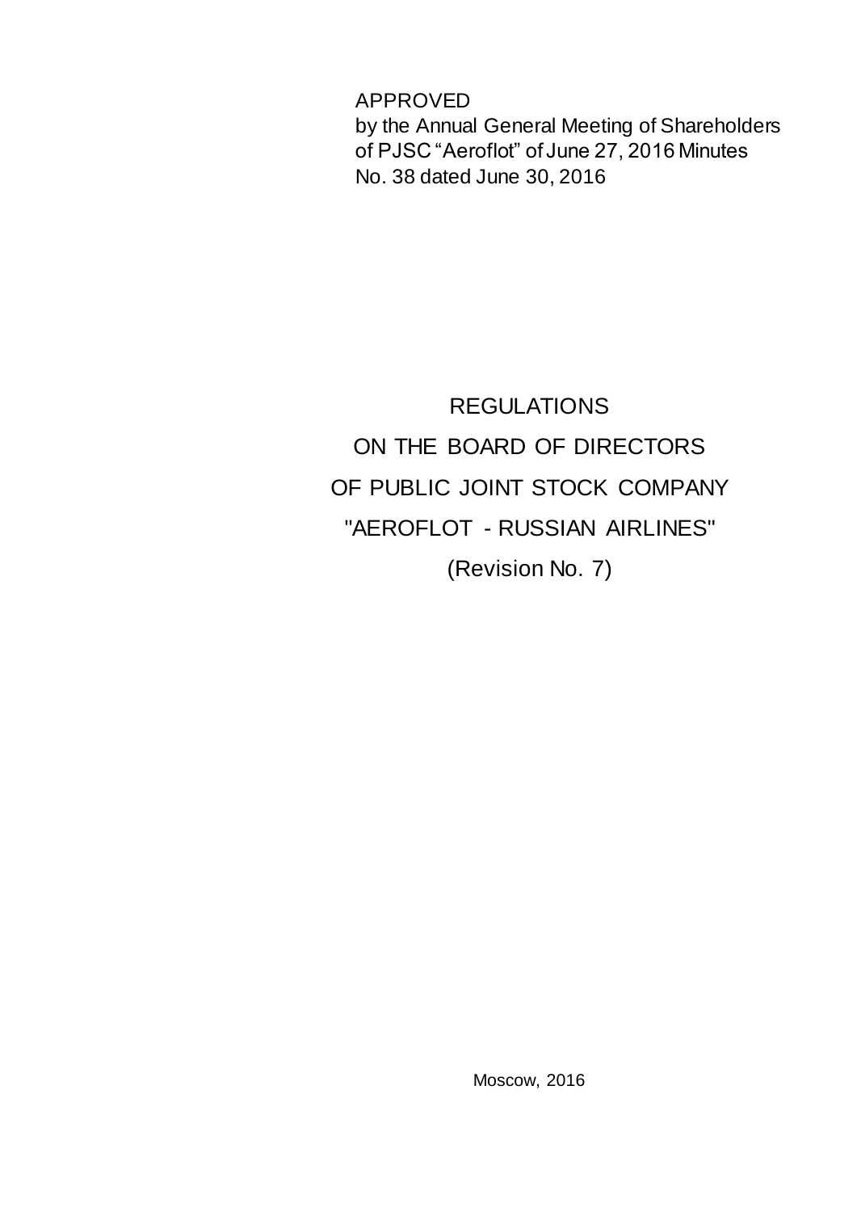APPROVED
by the Annual General Meeting of Shareholders of PJSC "Aeroflot" of June 27, 2016 Minutes No. 38 dated June 30, 2016

# REGULATIONS
# ON THE BOARD OF DIRECTORS
# OF PUBLIC JOINT STOCK COMPANY
# "AEROFLOT - RUSSIAN AIRLINES"
# (Revision No. 7)

Moscow, 2016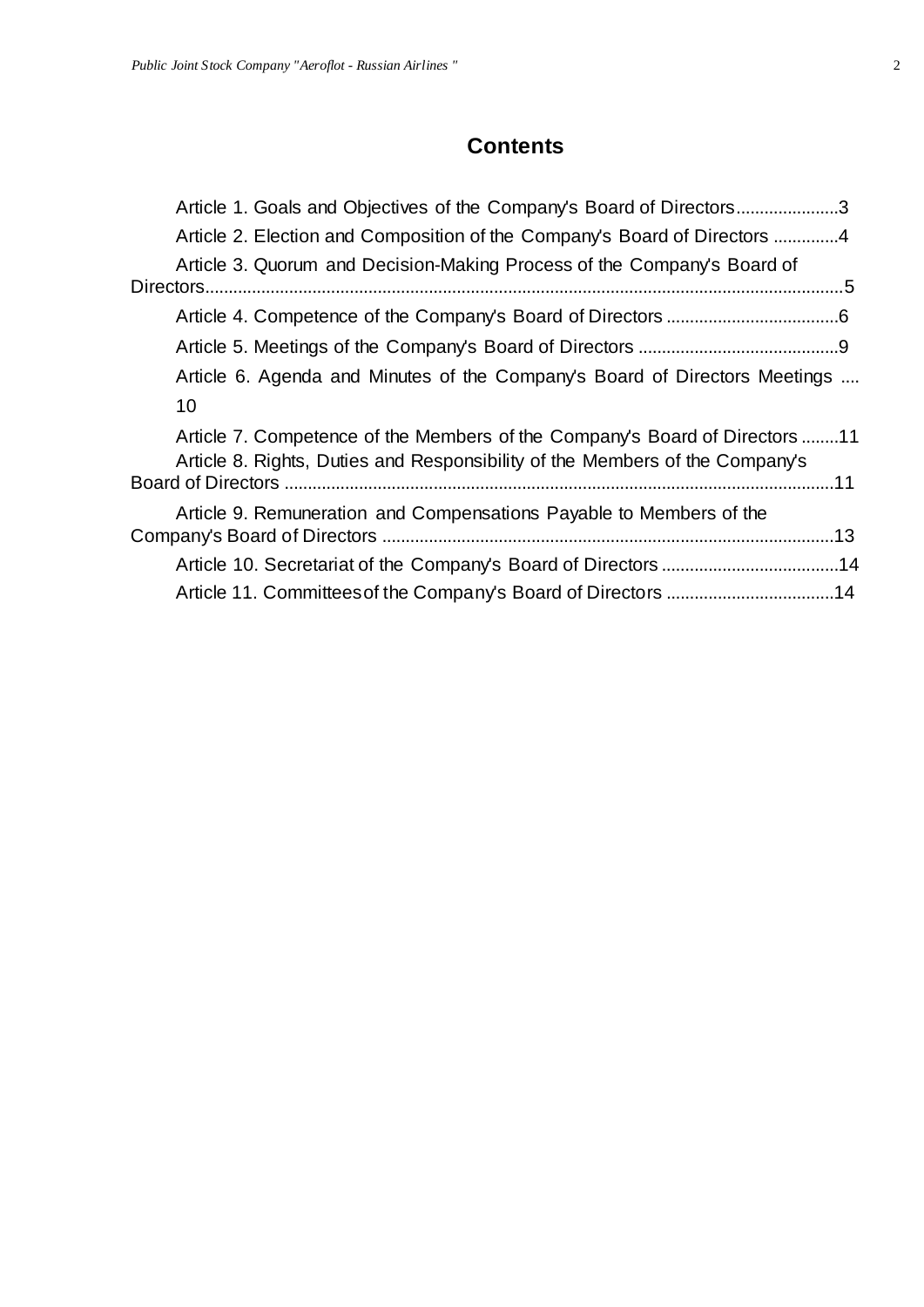## Contents

Article 1. Goals and Objectives of the Company's Board of Directors......................3

Article 2. Election and Composition of the Company's Board of Directors ..............4

Article 3. Quorum and Decision-Making Process of the Company's Board of Directors.........................................................................................................................5

Article 4. Competence of the Company's Board of Directors .....................................6

Article 5. Meetings of the Company's Board of Directors ...........................................9

Article 6. Agenda and Minutes of the Company's Board of Directors Meetings .... 10

Article 7. Competence of the Members of the Company's Board of Directors ........11

Article 8. Rights, Duties and Responsibility of the Members of the Company's Board of Directors ......................................................................................................11

Article 9. Remuneration and Compensations Payable to Members of the Company's Board of Directors .................................................................................13

Article 10. Secretariat of the Company's Board of Directors ......................................14

Article 11. Committees of the Company's Board of Directors ....................................14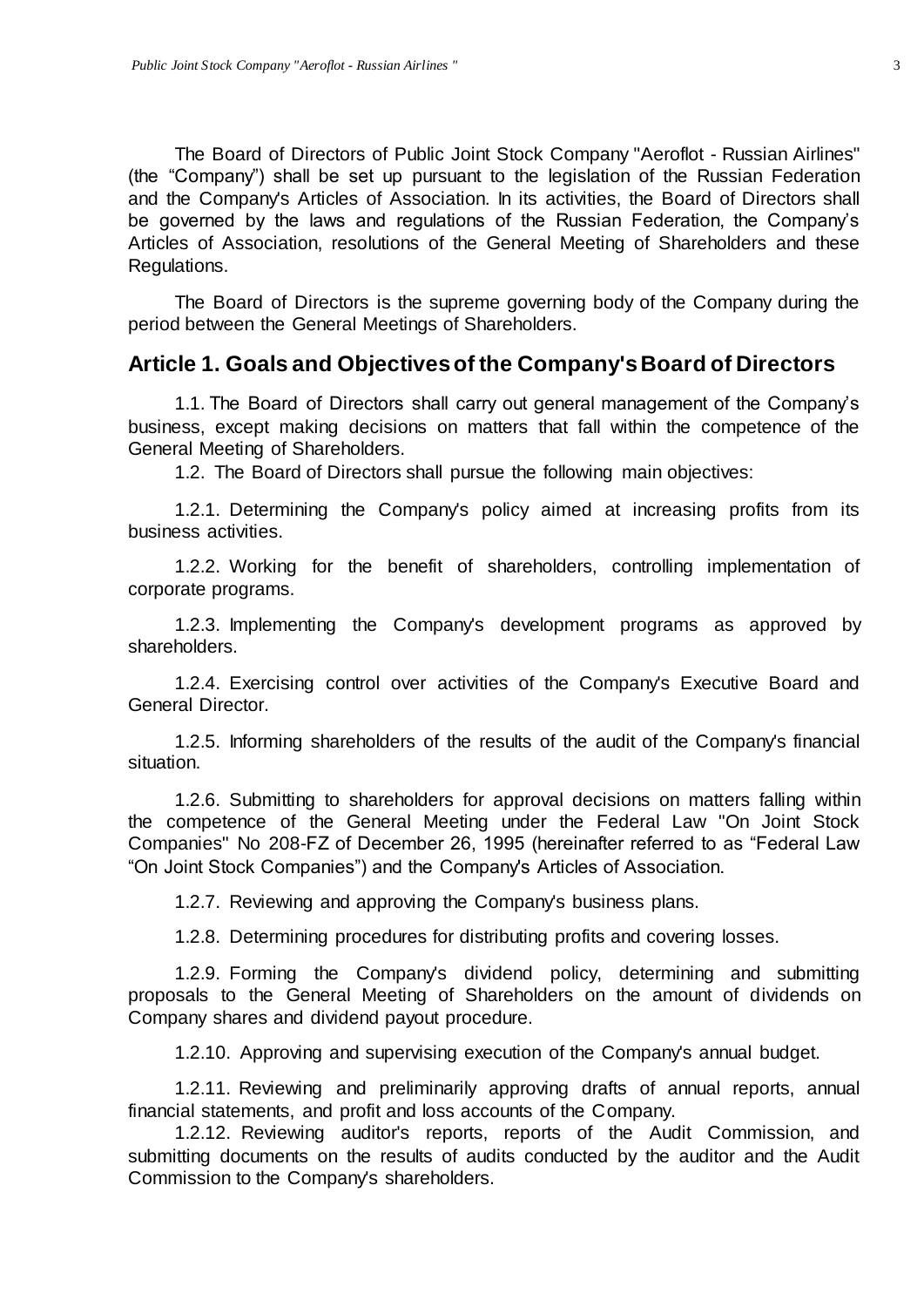The Board of Directors of Public Joint Stock Company "Aeroflot - Russian Airlines" (the "Company") shall be set up pursuant to the legislation of the Russian Federation and the Company's Articles of Association. In its activities, the Board of Directors shall be governed by the laws and regulations of the Russian Federation, the Company's Articles of Association, resolutions of the General Meeting of Shareholders and these Regulations.

The Board of Directors is the supreme governing body of the Company during the period between the General Meetings of Shareholders.

## Article 1. Goals and Objectives of the Company's Board of Directors

1.1. The Board of Directors shall carry out general management of the Company's business, except making decisions on matters that fall within the competence of the General Meeting of Shareholders.

1.2. The Board of Directors shall pursue the following main objectives:

1.2.1. Determining the Company's policy aimed at increasing profits from its business activities.

1.2.2. Working for the benefit of shareholders, controlling implementation of corporate programs.

1.2.3. Implementing the Company's development programs as approved by shareholders.

1.2.4. Exercising control over activities of the Company's Executive Board and General Director.

1.2.5. Informing shareholders of the results of the audit of the Company's financial situation.

1.2.6. Submitting to shareholders for approval decisions on matters falling within the competence of the General Meeting under the Federal Law "On Joint Stock Companies" No 208-FZ of December 26, 1995 (hereinafter referred to as "Federal Law "On Joint Stock Companies") and the Company's Articles of Association.

1.2.7. Reviewing and approving the Company's business plans.

1.2.8. Determining procedures for distributing profits and covering losses.

1.2.9. Forming the Company's dividend policy, determining and submitting proposals to the General Meeting of Shareholders on the amount of dividends on Company shares and dividend payout procedure.

1.2.10. Approving and supervising execution of the Company's annual budget.

1.2.11. Reviewing and preliminarily approving drafts of annual reports, annual financial statements, and profit and loss accounts of the Company.

1.2.12. Reviewing auditor's reports, reports of the Audit Commission, and submitting documents on the results of audits conducted by the auditor and the Audit Commission to the Company's shareholders.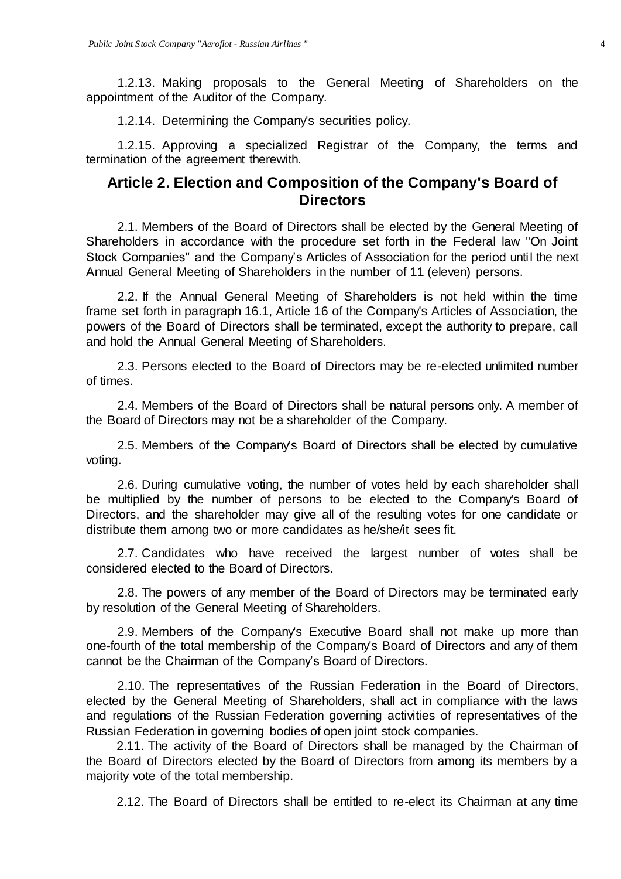1.2.13. Making proposals to the General Meeting of Shareholders on the appointment of the Auditor of the Company.

1.2.14. Determining the Company's securities policy.

1.2.15. Approving a specialized Registrar of the Company, the terms and termination of the agreement therewith.

## Article 2. Election and Composition of the Company's Board of Directors

2.1. Members of the Board of Directors shall be elected by the General Meeting of Shareholders in accordance with the procedure set forth in the Federal law "On Joint Stock Companies" and the Company's Articles of Association for the period until the next Annual General Meeting of Shareholders in the number of 11 (eleven) persons.

2.2. If the Annual General Meeting of Shareholders is not held within the time frame set forth in paragraph 16.1, Article 16 of the Company's Articles of Association, the powers of the Board of Directors shall be terminated, except the authority to prepare, call and hold the Annual General Meeting of Shareholders.

2.3. Persons elected to the Board of Directors may be re-elected unlimited number of times.

2.4. Members of the Board of Directors shall be natural persons only. A member of the Board of Directors may not be a shareholder of the Company.

2.5. Members of the Company's Board of Directors shall be elected by cumulative voting.

2.6. During cumulative voting, the number of votes held by each shareholder shall be multiplied by the number of persons to be elected to the Company's Board of Directors, and the shareholder may give all of the resulting votes for one candidate or distribute them among two or more candidates as he/she/it sees fit.

2.7. Candidates who have received the largest number of votes shall be considered elected to the Board of Directors.

2.8. The powers of any member of the Board of Directors may be terminated early by resolution of the General Meeting of Shareholders.

2.9. Members of the Company's Executive Board shall not make up more than one-fourth of the total membership of the Company's Board of Directors and any of them cannot be the Chairman of the Company's Board of Directors.

2.10. The representatives of the Russian Federation in the Board of Directors, elected by the General Meeting of Shareholders, shall act in compliance with the laws and regulations of the Russian Federation governing activities of representatives of the Russian Federation in governing bodies of open joint stock companies.

2.11. The activity of the Board of Directors shall be managed by the Chairman of the Board of Directors elected by the Board of Directors from among its members by a majority vote of the total membership.

2.12. The Board of Directors shall be entitled to re-elect its Chairman at any time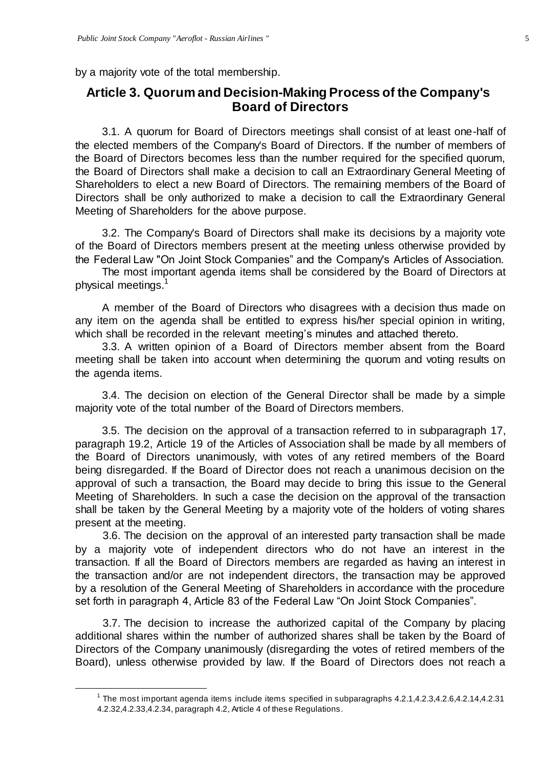by a majority vote of the total membership.

## Article 3. Quorum and Decision-Making Process of the Company's Board of Directors

3.1. A quorum for Board of Directors meetings shall consist of at least one-half of the elected members of the Company's Board of Directors. If the number of members of the Board of Directors becomes less than the number required for the specified quorum, the Board of Directors shall make a decision to call an Extraordinary General Meeting of Shareholders to elect a new Board of Directors. The remaining members of the Board of Directors shall be only authorized to make a decision to call the Extraordinary General Meeting of Shareholders for the above purpose.

3.2. The Company's Board of Directors shall make its decisions by a majority vote of the Board of Directors members present at the meeting unless otherwise provided by the Federal Law "On Joint Stock Companies" and the Company's Articles of Association.

The most important agenda items shall be considered by the Board of Directors at physical meetings.[1]

A member of the Board of Directors who disagrees with a decision thus made on any item on the agenda shall be entitled to express his/her special opinion in writing, which shall be recorded in the relevant meeting's minutes and attached thereto.

3.3. A written opinion of a Board of Directors member absent from the Board meeting shall be taken into account when determining the quorum and voting results on the agenda items.

3.4. The decision on election of the General Director shall be made by a simple majority vote of the total number of the Board of Directors members.

3.5. The decision on the approval of a transaction referred to in subparagraph 17, paragraph 19.2, Article 19 of the Articles of Association shall be made by all members of the Board of Directors unanimously, with votes of any retired members of the Board being disregarded. If the Board of Director does not reach a unanimous decision on the approval of such a transaction, the Board may decide to bring this issue to the General Meeting of Shareholders. In such a case the decision on the approval of the transaction shall be taken by the General Meeting by a majority vote of the holders of voting shares present at the meeting.

3.6. The decision on the approval of an interested party transaction shall be made by a majority vote of independent directors who do not have an interest in the transaction. If all the Board of Directors members are regarded as having an interest in the transaction and/or are not independent directors, the transaction may be approved by a resolution of the General Meeting of Shareholders in accordance with the procedure set forth in paragraph 4, Article 83 of the Federal Law "On Joint Stock Companies".

3.7. The decision to increase the authorized capital of the Company by placing additional shares within the number of authorized shares shall be taken by the Board of Directors of the Company unanimously (disregarding the votes of retired members of the Board), unless otherwise provided by law. If the Board of Directors does not reach a

---

[1] The most important agenda items include items specified in subparagraphs 4.2.1,4.2.3,4.2.6,4.2.14,4.2.31 4.2.32,4.2.33,4.2.34, paragraph 4.2, Article 4 of these Regulations.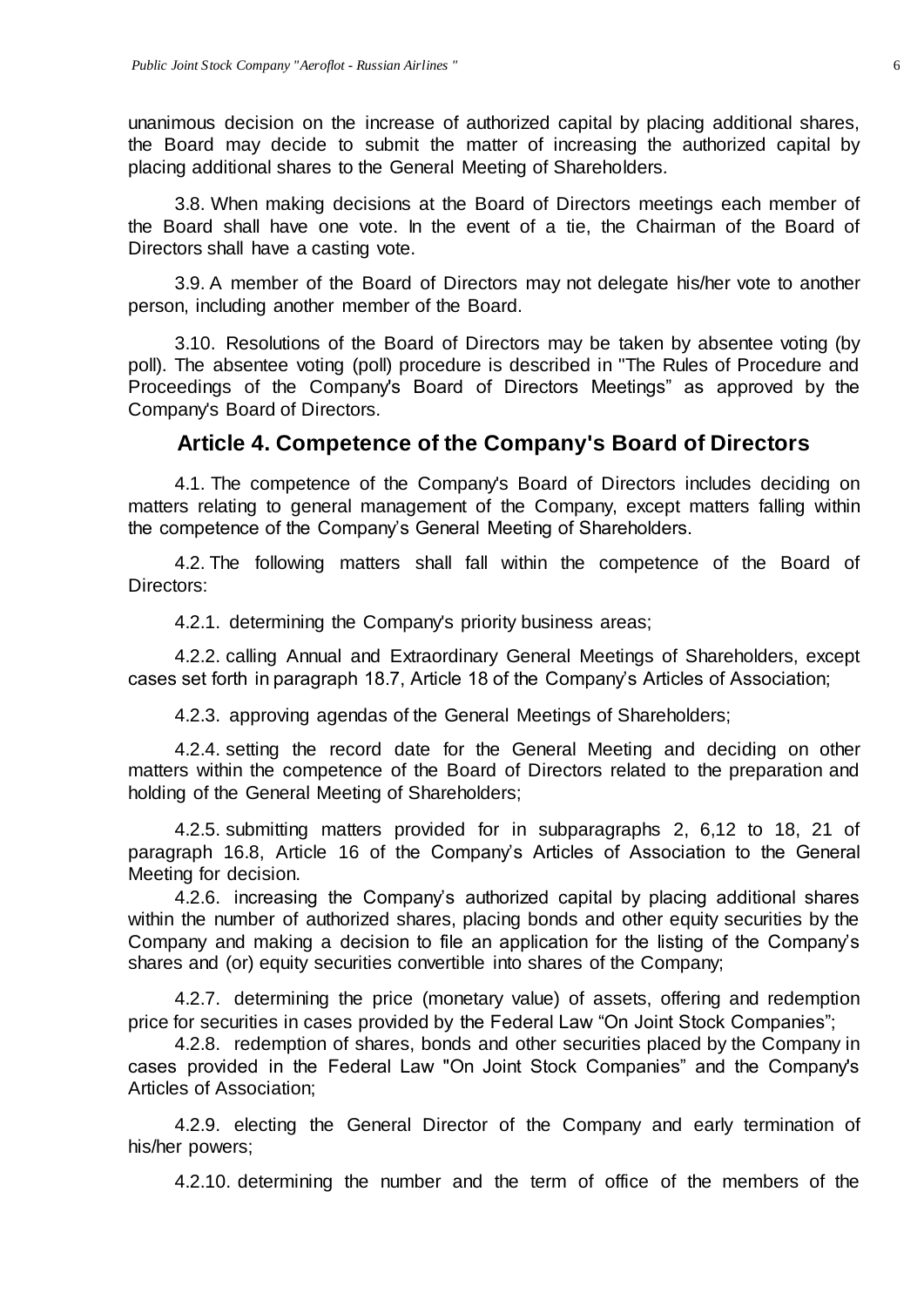unanimous decision on the increase of authorized capital by placing additional shares, the Board may decide to submit the matter of increasing the authorized capital by placing additional shares to the General Meeting of Shareholders.

3.8. When making decisions at the Board of Directors meetings each member of the Board shall have one vote. In the event of a tie, the Chairman of the Board of Directors shall have a casting vote.

3.9. A member of the Board of Directors may not delegate his/her vote to another person, including another member of the Board.

3.10. Resolutions of the Board of Directors may be taken by absentee voting (by poll). The absentee voting (poll) procedure is described in "The Rules of Procedure and Proceedings of the Company's Board of Directors Meetings" as approved by the Company's Board of Directors.

## Article 4. Competence of the Company's Board of Directors

4.1. The competence of the Company's Board of Directors includes deciding on matters relating to general management of the Company, except matters falling within the competence of the Company's General Meeting of Shareholders.

4.2. The following matters shall fall within the competence of the Board of Directors:

4.2.1. determining the Company's priority business areas;

4.2.2. calling Annual and Extraordinary General Meetings of Shareholders, except cases set forth in paragraph 18.7, Article 18 of the Company's Articles of Association;

4.2.3. approving agendas of the General Meetings of Shareholders;

4.2.4. setting the record date for the General Meeting and deciding on other matters within the competence of the Board of Directors related to the preparation and holding of the General Meeting of Shareholders;

4.2.5. submitting matters provided for in subparagraphs 2, 6,12 to 18, 21 of paragraph 16.8, Article 16 of the Company's Articles of Association to the General Meeting for decision.

4.2.6. increasing the Company's authorized capital by placing additional shares within the number of authorized shares, placing bonds and other equity securities by the Company and making a decision to file an application for the listing of the Company's shares and (or) equity securities convertible into shares of the Company;

4.2.7. determining the price (monetary value) of assets, offering and redemption price for securities in cases provided by the Federal Law "On Joint Stock Companies";

4.2.8. redemption of shares, bonds and other securities placed by the Company in cases provided in the Federal Law "On Joint Stock Companies" and the Company's Articles of Association;

4.2.9. electing the General Director of the Company and early termination of his/her powers;

4.2.10. determining the number and the term of office of the members of the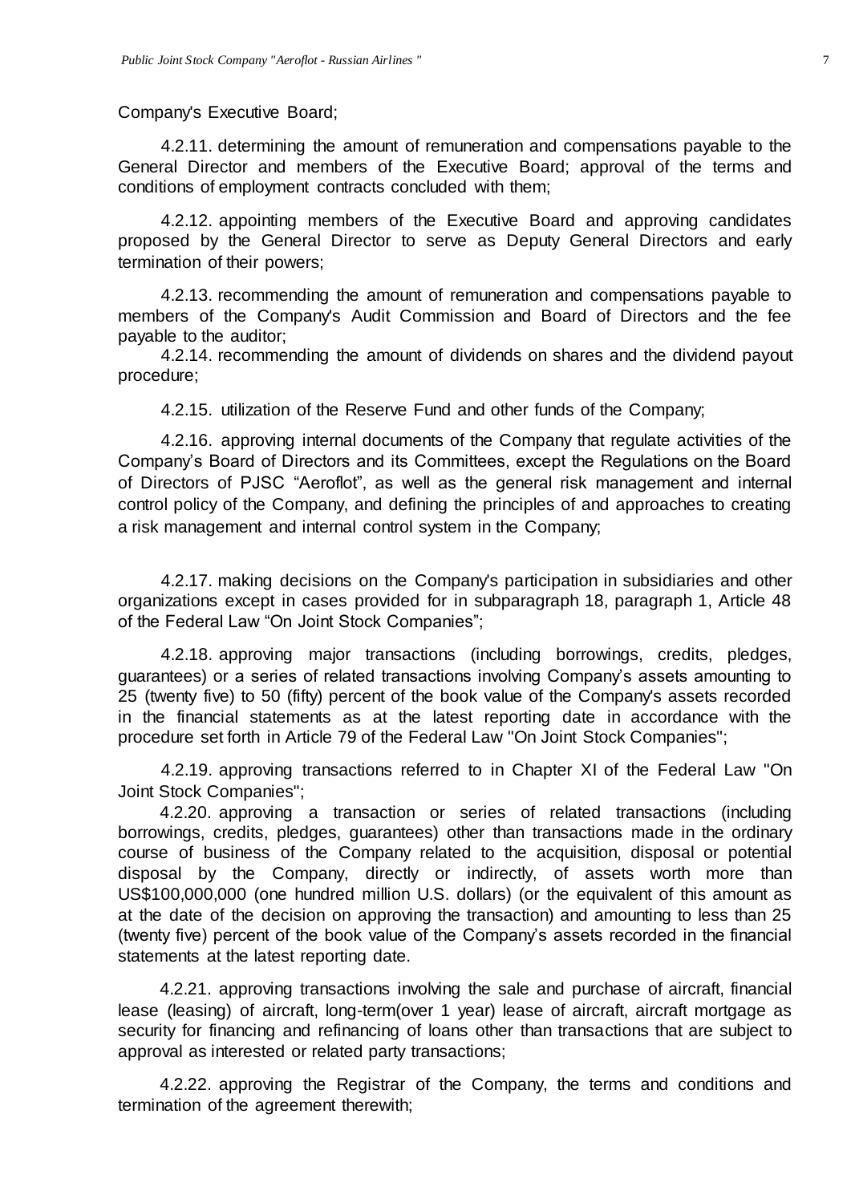Company's Executive Board;

4.2.11. determining the amount of remuneration and compensations payable to the General Director and members of the Executive Board; approval of the terms and conditions of employment contracts concluded with them;

4.2.12. appointing members of the Executive Board and approving candidates proposed by the General Director to serve as Deputy General Directors and early termination of their powers;

4.2.13. recommending the amount of remuneration and compensations payable to members of the Company's Audit Commission and Board of Directors and the fee payable to the auditor;

4.2.14. recommending the amount of dividends on shares and the dividend payout procedure;

4.2.15. utilization of the Reserve Fund and other funds of the Company;

4.2.16. approving internal documents of the Company that regulate activities of the Company's Board of Directors and its Committees, except the Regulations on the Board of Directors of PJSC "Aeroflot", as well as the general risk management and internal control policy of the Company, and defining the principles of and approaches to creating a risk management and internal control system in the Company;

4.2.17. making decisions on the Company's participation in subsidiaries and other organizations except in cases provided for in subparagraph 18, paragraph 1, Article 48 of the Federal Law "On Joint Stock Companies";

4.2.18. approving major transactions (including borrowings, credits, pledges, guarantees) or a series of related transactions involving Company's assets amounting to 25 (twenty five) to 50 (fifty) percent of the book value of the Company's assets recorded in the financial statements as at the latest reporting date in accordance with the procedure set forth in Article 79 of the Federal Law "On Joint Stock Companies";

4.2.19. approving transactions referred to in Chapter XI of the Federal Law "On Joint Stock Companies";

4.2.20. approving a transaction or series of related transactions (including borrowings, credits, pledges, guarantees) other than transactions made in the ordinary course of business of the Company related to the acquisition, disposal or potential disposal by the Company, directly or indirectly, of assets worth more than US$100,000,000 (one hundred million U.S. dollars) (or the equivalent of this amount as at the date of the decision on approving the transaction) and amounting to less than 25 (twenty five) percent of the book value of the Company's assets recorded in the financial statements at the latest reporting date.

4.2.21. approving transactions involving the sale and purchase of aircraft, financial lease (leasing) of aircraft, long-term(over 1 year) lease of aircraft, aircraft mortgage as security for financing and refinancing of loans other than transactions that are subject to approval as interested or related party transactions;

4.2.22. approving the Registrar of the Company, the terms and conditions and termination of the agreement therewith;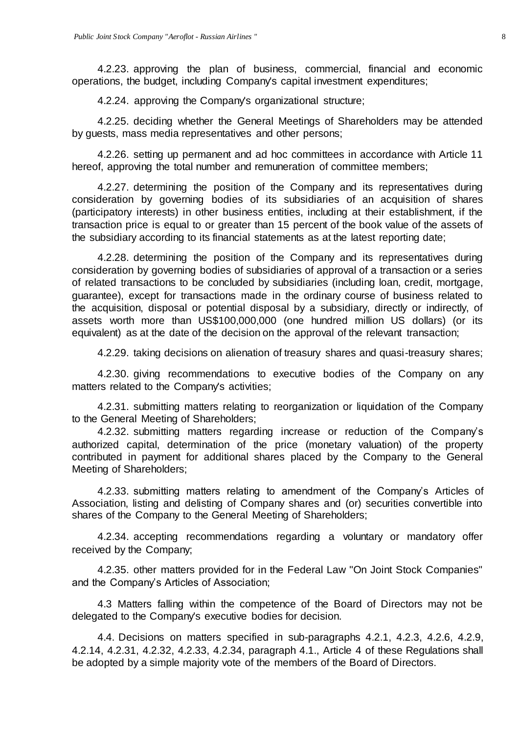4.2.23. approving the plan of business, commercial, financial and economic operations, the budget, including Company's capital investment expenditures;

4.2.24. approving the Company's organizational structure;

4.2.25. deciding whether the General Meetings of Shareholders may be attended by guests, mass media representatives and other persons;

4.2.26. setting up permanent and ad hoc committees in accordance with Article 11 hereof, approving the total number and remuneration of committee members;

4.2.27. determining the position of the Company and its representatives during consideration by governing bodies of its subsidiaries of an acquisition of shares (participatory interests) in other business entities, including at their establishment, if the transaction price is equal to or greater than 15 percent of the book value of the assets of the subsidiary according to its financial statements as at the latest reporting date;

4.2.28. determining the position of the Company and its representatives during consideration by governing bodies of subsidiaries of approval of a transaction or a series of related transactions to be concluded by subsidiaries (including loan, credit, mortgage, guarantee), except for transactions made in the ordinary course of business related to the acquisition, disposal or potential disposal by a subsidiary, directly or indirectly, of assets worth more than US$100,000,000 (one hundred million US dollars) (or its equivalent) as at the date of the decision on the approval of the relevant transaction;

4.2.29. taking decisions on alienation of treasury shares and quasi-treasury shares;

4.2.30. giving recommendations to executive bodies of the Company on any matters related to the Company's activities;

4.2.31. submitting matters relating to reorganization or liquidation of the Company to the General Meeting of Shareholders;

4.2.32. submitting matters regarding increase or reduction of the Company's authorized capital, determination of the price (monetary valuation) of the property contributed in payment for additional shares placed by the Company to the General Meeting of Shareholders;

4.2.33. submitting matters relating to amendment of the Company's Articles of Association, listing and delisting of Company shares and (or) securities convertible into shares of the Company to the General Meeting of Shareholders;

4.2.34. accepting recommendations regarding a voluntary or mandatory offer received by the Company;

4.2.35. other matters provided for in the Federal Law "On Joint Stock Companies" and the Company's Articles of Association;

4.3 Matters falling within the competence of the Board of Directors may not be delegated to the Company's executive bodies for decision.

4.4. Decisions on matters specified in sub-paragraphs 4.2.1, 4.2.3, 4.2.6, 4.2.9, 4.2.14, 4.2.31, 4.2.32, 4.2.33, 4.2.34, paragraph 4.1., Article 4 of these Regulations shall be adopted by a simple majority vote of the members of the Board of Directors.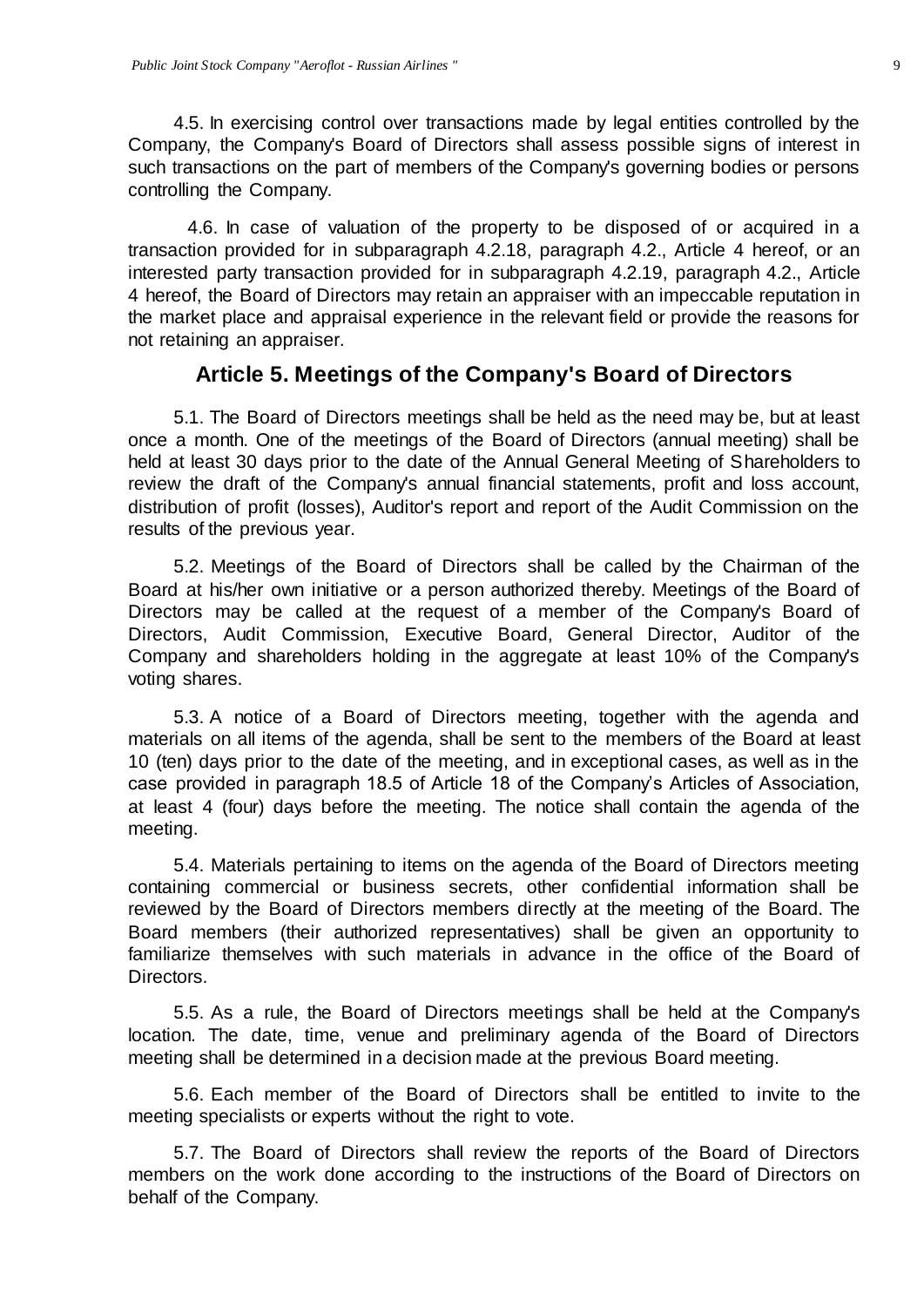4.5. In exercising control over transactions made by legal entities controlled by the Company, the Company's Board of Directors shall assess possible signs of interest in such transactions on the part of members of the Company's governing bodies or persons controlling the Company.

4.6. In case of valuation of the property to be disposed of or acquired in a transaction provided for in subparagraph 4.2.18, paragraph 4.2., Article 4 hereof, or an interested party transaction provided for in subparagraph 4.2.19, paragraph 4.2., Article 4 hereof, the Board of Directors may retain an appraiser with an impeccable reputation in the market place and appraisal experience in the relevant field or provide the reasons for not retaining an appraiser.

## Article 5. Meetings of the Company's Board of Directors

5.1. The Board of Directors meetings shall be held as the need may be, but at least once a month. One of the meetings of the Board of Directors (annual meeting) shall be held at least 30 days prior to the date of the Annual General Meeting of Shareholders to review the draft of the Company's annual financial statements, profit and loss account, distribution of profit (losses), Auditor's report and report of the Audit Commission on the results of the previous year.

5.2. Meetings of the Board of Directors shall be called by the Chairman of the Board at his/her own initiative or a person authorized thereby. Meetings of the Board of Directors may be called at the request of a member of the Company's Board of Directors, Audit Commission, Executive Board, General Director, Auditor of the Company and shareholders holding in the aggregate at least 10% of the Company's voting shares.

5.3. A notice of a Board of Directors meeting, together with the agenda and materials on all items of the agenda, shall be sent to the members of the Board at least 10 (ten) days prior to the date of the meeting, and in exceptional cases, as well as in the case provided in paragraph 18.5 of Article 18 of the Company's Articles of Association, at least 4 (four) days before the meeting. The notice shall contain the agenda of the meeting.

5.4. Materials pertaining to items on the agenda of the Board of Directors meeting containing commercial or business secrets, other confidential information shall be reviewed by the Board of Directors members directly at the meeting of the Board. The Board members (their authorized representatives) shall be given an opportunity to familiarize themselves with such materials in advance in the office of the Board of Directors.

5.5. As a rule, the Board of Directors meetings shall be held at the Company's location. The date, time, venue and preliminary agenda of the Board of Directors meeting shall be determined in a decision made at the previous Board meeting.

5.6. Each member of the Board of Directors shall be entitled to invite to the meeting specialists or experts without the right to vote.

5.7. The Board of Directors shall review the reports of the Board of Directors members on the work done according to the instructions of the Board of Directors on behalf of the Company.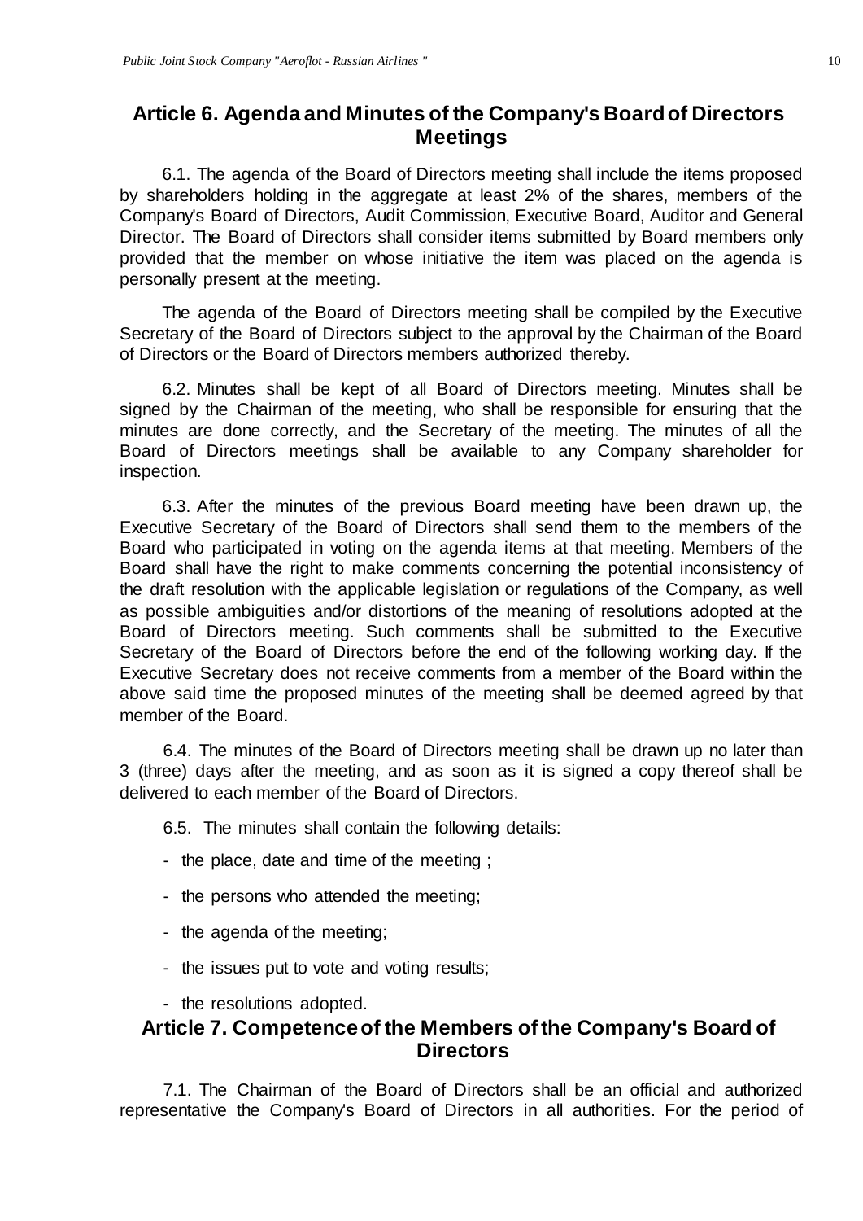## Article 6. Agenda and Minutes of the Company's Board of Directors Meetings

6.1. The agenda of the Board of Directors meeting shall include the items proposed by shareholders holding in the aggregate at least 2% of the shares, members of the Company's Board of Directors, Audit Commission, Executive Board, Auditor and General Director. The Board of Directors shall consider items submitted by Board members only provided that the member on whose initiative the item was placed on the agenda is personally present at the meeting.

The agenda of the Board of Directors meeting shall be compiled by the Executive Secretary of the Board of Directors subject to the approval by the Chairman of the Board of Directors or the Board of Directors members authorized thereby.

6.2. Minutes shall be kept of all Board of Directors meeting. Minutes shall be signed by the Chairman of the meeting, who shall be responsible for ensuring that the minutes are done correctly, and the Secretary of the meeting. The minutes of all the Board of Directors meetings shall be available to any Company shareholder for inspection.

6.3. After the minutes of the previous Board meeting have been drawn up, the Executive Secretary of the Board of Directors shall send them to the members of the Board who participated in voting on the agenda items at that meeting. Members of the Board shall have the right to make comments concerning the potential inconsistency of the draft resolution with the applicable legislation or regulations of the Company, as well as possible ambiguities and/or distortions of the meaning of resolutions adopted at the Board of Directors meeting. Such comments shall be submitted to the Executive Secretary of the Board of Directors before the end of the following working day. If the Executive Secretary does not receive comments from a member of the Board within the above said time the proposed minutes of the meeting shall be deemed agreed by that member of the Board.

6.4. The minutes of the Board of Directors meeting shall be drawn up no later than 3 (three) days after the meeting, and as soon as it is signed a copy thereof shall be delivered to each member of the Board of Directors.

6.5. The minutes shall contain the following details:

- the place, date and time of the meeting ;
- the persons who attended the meeting;
- the agenda of the meeting;
- the issues put to vote and voting results;
- the resolutions adopted.

## Article 7. Competence of the Members of the Company's Board of Directors

7.1. The Chairman of the Board of Directors shall be an official and authorized representative the Company's Board of Directors in all authorities. For the period of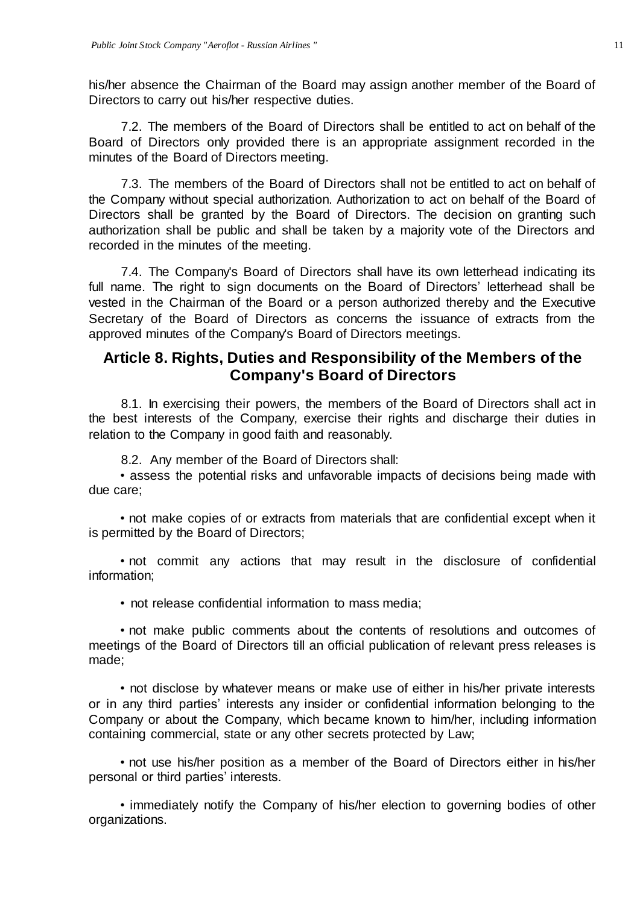his/her absence the Chairman of the Board may assign another member of the Board of Directors to carry out his/her respective duties.

7.2. The members of the Board of Directors shall be entitled to act on behalf of the Board of Directors only provided there is an appropriate assignment recorded in the minutes of the Board of Directors meeting.

7.3. The members of the Board of Directors shall not be entitled to act on behalf of the Company without special authorization. Authorization to act on behalf of the Board of Directors shall be granted by the Board of Directors. The decision on granting such authorization shall be public and shall be taken by a majority vote of the Directors and recorded in the minutes of the meeting.

7.4. The Company's Board of Directors shall have its own letterhead indicating its full name. The right to sign documents on the Board of Directors' letterhead shall be vested in the Chairman of the Board or a person authorized thereby and the Executive Secretary of the Board of Directors as concerns the issuance of extracts from the approved minutes of the Company's Board of Directors meetings.

## Article 8. Rights, Duties and Responsibility of the Members of the Company's Board of Directors

8.1. In exercising their powers, the members of the Board of Directors shall act in the best interests of the Company, exercise their rights and discharge their duties in relation to the Company in good faith and reasonably.

8.2. Any member of the Board of Directors shall:

- assess the potential risks and unfavorable impacts of decisions being made with due care;
- not make copies of or extracts from materials that are confidential except when it is permitted by the Board of Directors;
- not commit any actions that may result in the disclosure of confidential information;
- not release confidential information to mass media;
- not make public comments about the contents of resolutions and outcomes of meetings of the Board of Directors till an official publication of relevant press releases is made;
- not disclose by whatever means or make use of either in his/her private interests or in any third parties' interests any insider or confidential information belonging to the Company or about the Company, which became known to him/her, including information containing commercial, state or any other secrets protected by Law;
- not use his/her position as a member of the Board of Directors either in his/her personal or third parties' interests.
- immediately notify the Company of his/her election to governing bodies of other organizations.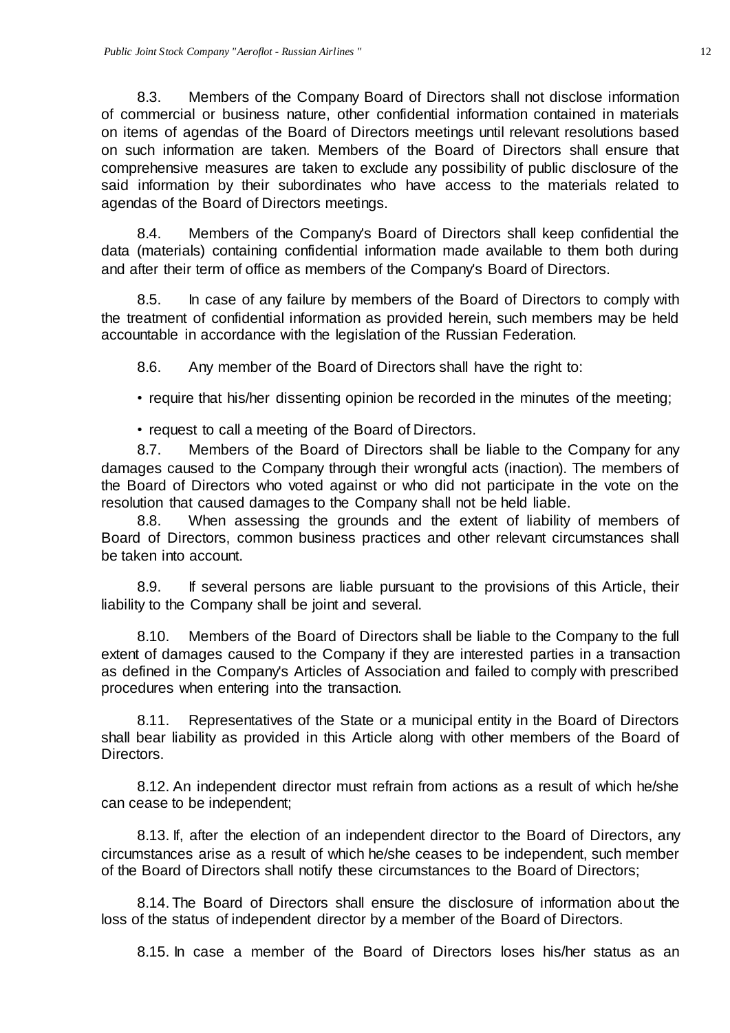8.3. Members of the Company Board of Directors shall not disclose information of commercial or business nature, other confidential information contained in materials on items of agendas of the Board of Directors meetings until relevant resolutions based on such information are taken. Members of the Board of Directors shall ensure that comprehensive measures are taken to exclude any possibility of public disclosure of the said information by their subordinates who have access to the materials related to agendas of the Board of Directors meetings.

8.4. Members of the Company's Board of Directors shall keep confidential the data (materials) containing confidential information made available to them both during and after their term of office as members of the Company's Board of Directors.

8.5. In case of any failure by members of the Board of Directors to comply with the treatment of confidential information as provided herein, such members may be held accountable in accordance with the legislation of the Russian Federation.

8.6. Any member of the Board of Directors shall have the right to:

- require that his/her dissenting opinion be recorded in the minutes of the meeting;
- request to call a meeting of the Board of Directors.

8.7. Members of the Board of Directors shall be liable to the Company for any damages caused to the Company through their wrongful acts (inaction). The members of the Board of Directors who voted against or who did not participate in the vote on the resolution that caused damages to the Company shall not be held liable.

8.8. When assessing the grounds and the extent of liability of members of Board of Directors, common business practices and other relevant circumstances shall be taken into account.

8.9. If several persons are liable pursuant to the provisions of this Article, their liability to the Company shall be joint and several.

8.10. Members of the Board of Directors shall be liable to the Company to the full extent of damages caused to the Company if they are interested parties in a transaction as defined in the Company's Articles of Association and failed to comply with prescribed procedures when entering into the transaction.

8.11. Representatives of the State or a municipal entity in the Board of Directors shall bear liability as provided in this Article along with other members of the Board of Directors.

8.12. An independent director must refrain from actions as a result of which he/she can cease to be independent;

8.13. If, after the election of an independent director to the Board of Directors, any circumstances arise as a result of which he/she ceases to be independent, such member of the Board of Directors shall notify these circumstances to the Board of Directors;

8.14. The Board of Directors shall ensure the disclosure of information about the loss of the status of independent director by a member of the Board of Directors.

8.15. In case a member of the Board of Directors loses his/her status as an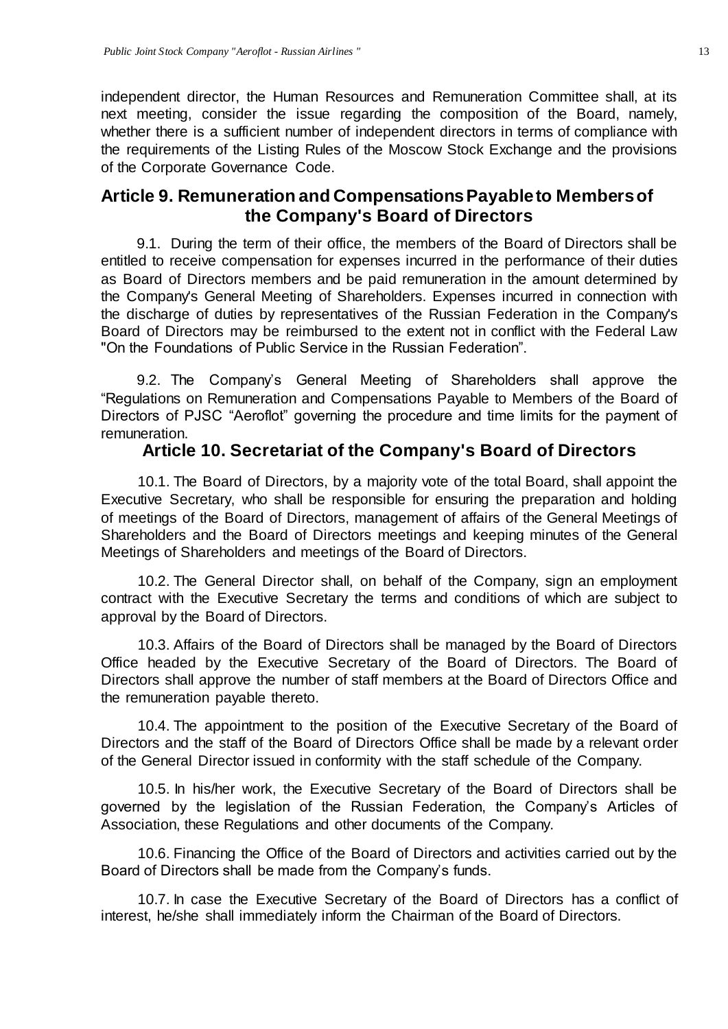independent director, the Human Resources and Remuneration Committee shall, at its next meeting, consider the issue regarding the composition of the Board, namely, whether there is a sufficient number of independent directors in terms of compliance with the requirements of the Listing Rules of the Moscow Stock Exchange and the provisions of the Corporate Governance Code.

## Article 9. Remuneration and Compensations Payable to Members of the Company's Board of Directors

9.1. During the term of their office, the members of the Board of Directors shall be entitled to receive compensation for expenses incurred in the performance of their duties as Board of Directors members and be paid remuneration in the amount determined by the Company's General Meeting of Shareholders. Expenses incurred in connection with the discharge of duties by representatives of the Russian Federation in the Company's Board of Directors may be reimbursed to the extent not in conflict with the Federal Law "On the Foundations of Public Service in the Russian Federation".

9.2. The Company's General Meeting of Shareholders shall approve the "Regulations on Remuneration and Compensations Payable to Members of the Board of Directors of PJSC "Aeroflot" governing the procedure and time limits for the payment of remuneration.

## Article 10. Secretariat of the Company's Board of Directors

10.1. The Board of Directors, by a majority vote of the total Board, shall appoint the Executive Secretary, who shall be responsible for ensuring the preparation and holding of meetings of the Board of Directors, management of affairs of the General Meetings of Shareholders and the Board of Directors meetings and keeping minutes of the General Meetings of Shareholders and meetings of the Board of Directors.

10.2. The General Director shall, on behalf of the Company, sign an employment contract with the Executive Secretary the terms and conditions of which are subject to approval by the Board of Directors.

10.3. Affairs of the Board of Directors shall be managed by the Board of Directors Office headed by the Executive Secretary of the Board of Directors. The Board of Directors shall approve the number of staff members at the Board of Directors Office and the remuneration payable thereto.

10.4. The appointment to the position of the Executive Secretary of the Board of Directors and the staff of the Board of Directors Office shall be made by a relevant order of the General Director issued in conformity with the staff schedule of the Company.

10.5. In his/her work, the Executive Secretary of the Board of Directors shall be governed by the legislation of the Russian Federation, the Company's Articles of Association, these Regulations and other documents of the Company.

10.6. Financing the Office of the Board of Directors and activities carried out by the Board of Directors shall be made from the Company's funds.

10.7. In case the Executive Secretary of the Board of Directors has a conflict of interest, he/she shall immediately inform the Chairman of the Board of Directors.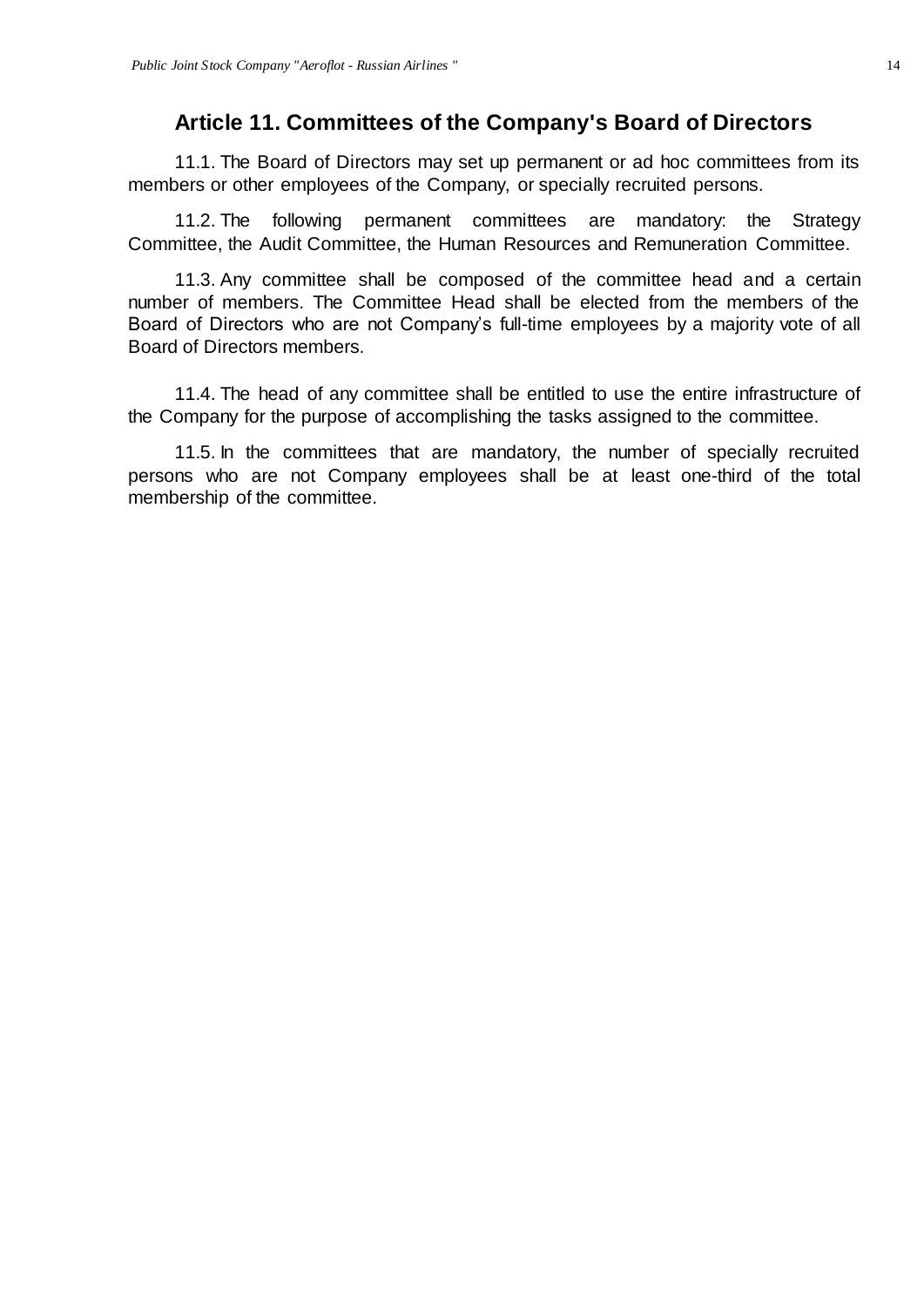## Article 11. Committees of the Company's Board of Directors

11.1. The Board of Directors may set up permanent or ad hoc committees from its members or other employees of the Company, or specially recruited persons.

11.2. The following permanent committees are mandatory: the Strategy Committee, the Audit Committee, the Human Resources and Remuneration Committee.

11.3. Any committee shall be composed of the committee head and a certain number of members. The Committee Head shall be elected from the members of the Board of Directors who are not Company's full-time employees by a majority vote of all Board of Directors members.

11.4. The head of any committee shall be entitled to use the entire infrastructure of the Company for the purpose of accomplishing the tasks assigned to the committee.

11.5. In the committees that are mandatory, the number of specially recruited persons who are not Company employees shall be at least one-third of the total membership of the committee.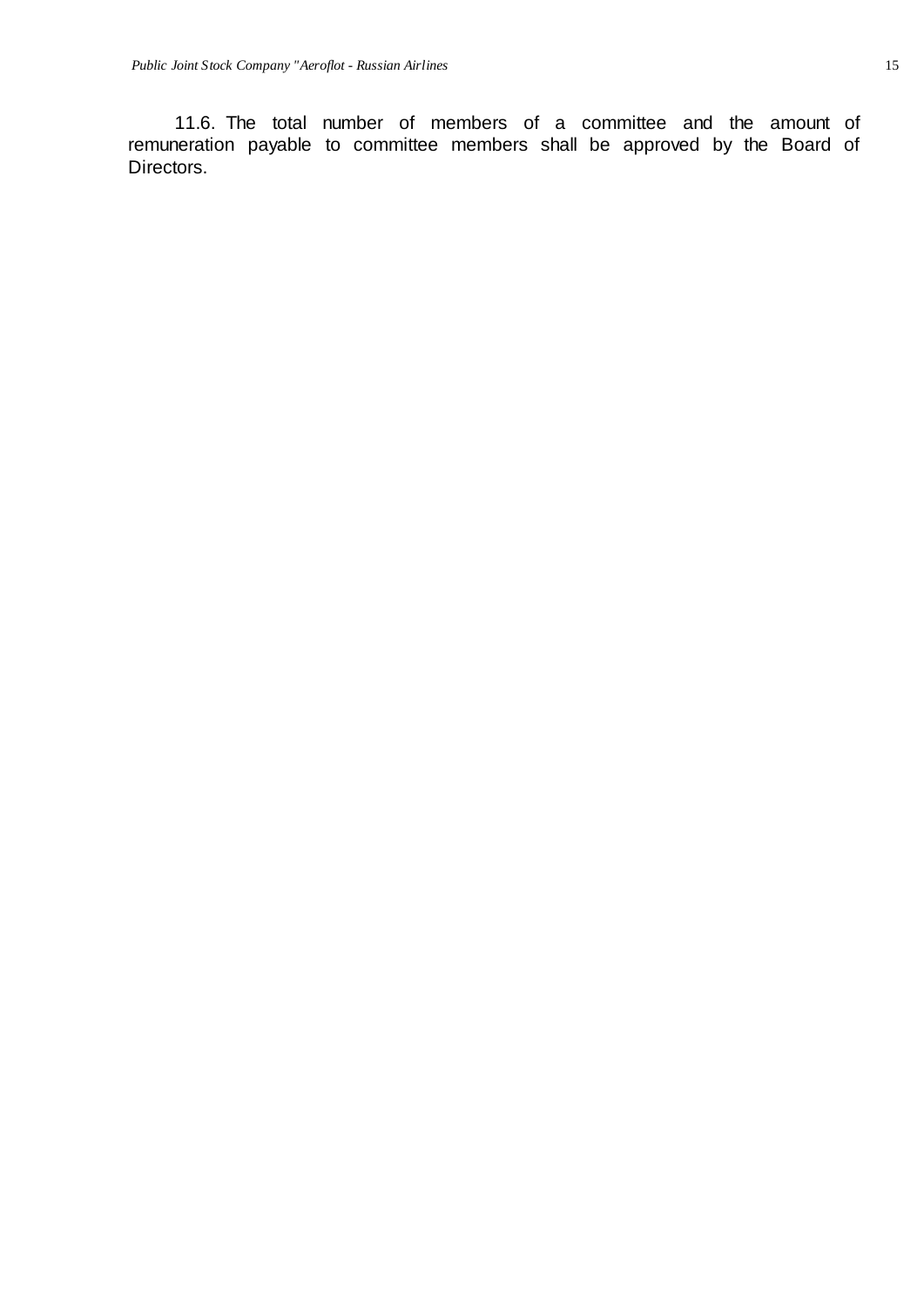11.6. The total number of members of a committee and the amount of remuneration payable to committee members shall be approved by the Board of Directors.